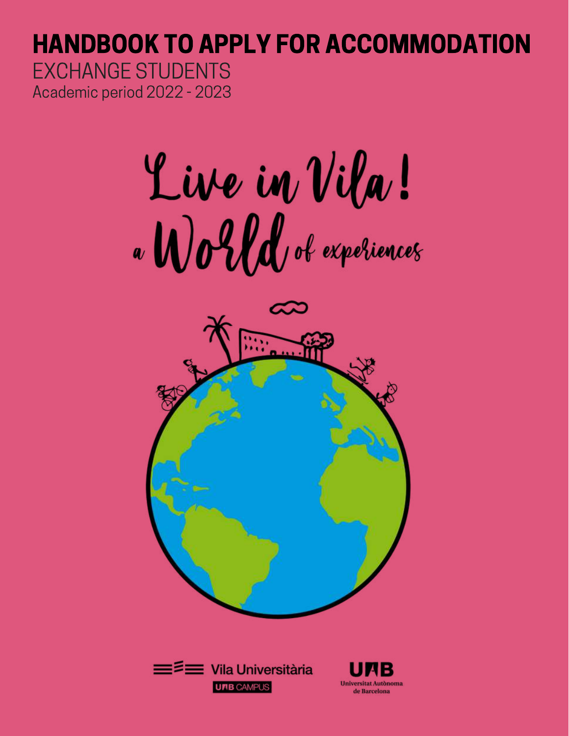# HANDBOOK TO APPLY FOR ACCOMMODATION

EXCHANGE STUDENTS

Academic period 2022 - 2023

Live in Vila!

a World of experiences

Vila Universitària

UAB CAMPUS

UAB

Universitat Autònoma de Barcelona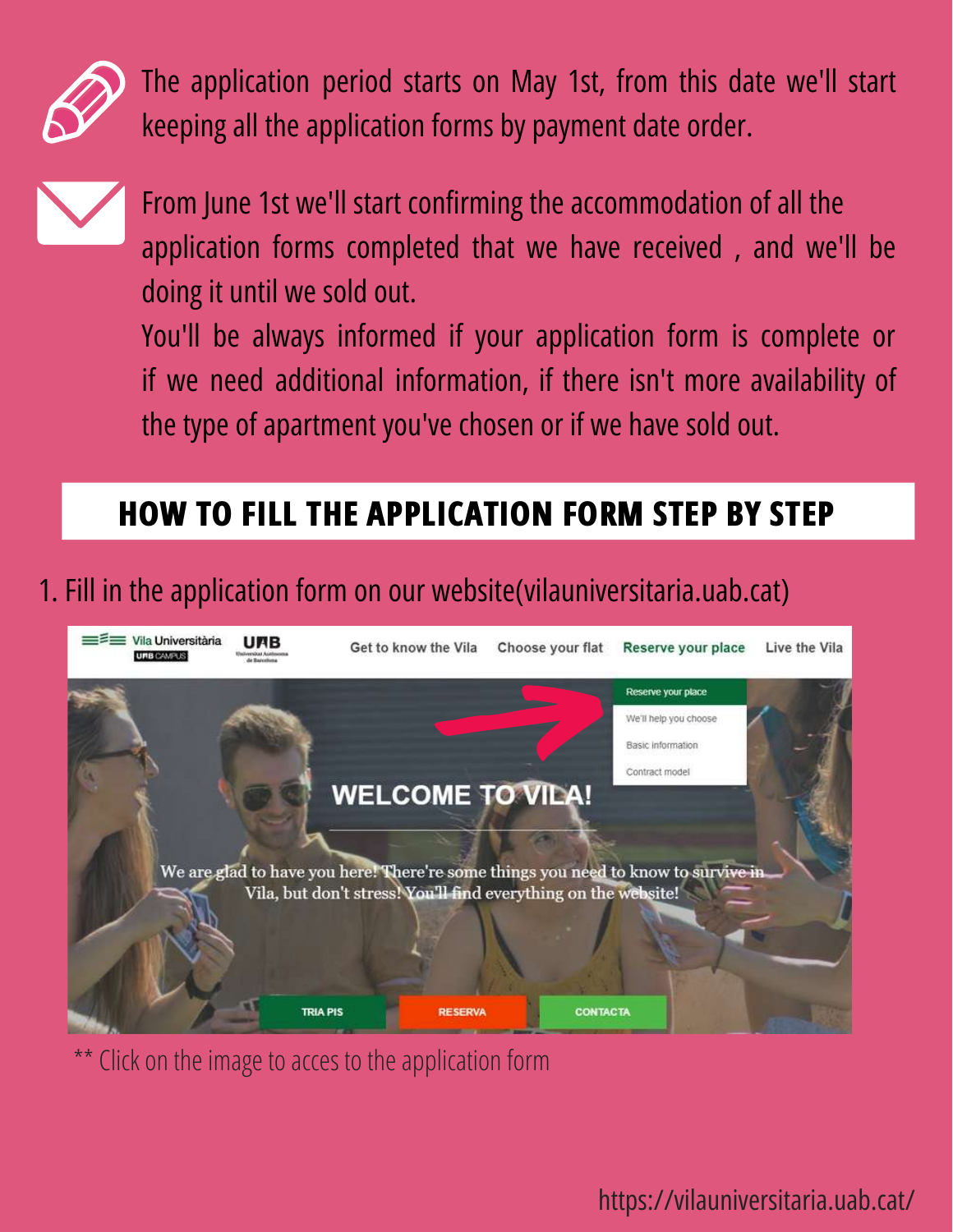The application period starts on May 1st, from this date we'll start keeping all the application forms by payment date order.

From June 1st we'll start confirming the accommodation of all the application forms completed that we have received , and we'll be doing it until we sold out.

You'll be always informed if your application form is complete or if we need additional information, if there isn't more availability of the type of apartment you've chosen or if we have sold out.

## HOW TO FILL THE APPLICATION FORM STEP BY STEP

1. Fill in the application form on our website(vilauniversitaria.uab.cat)

** Click on the image to acces to the application form

https://vilauniversitaria.uab.cat/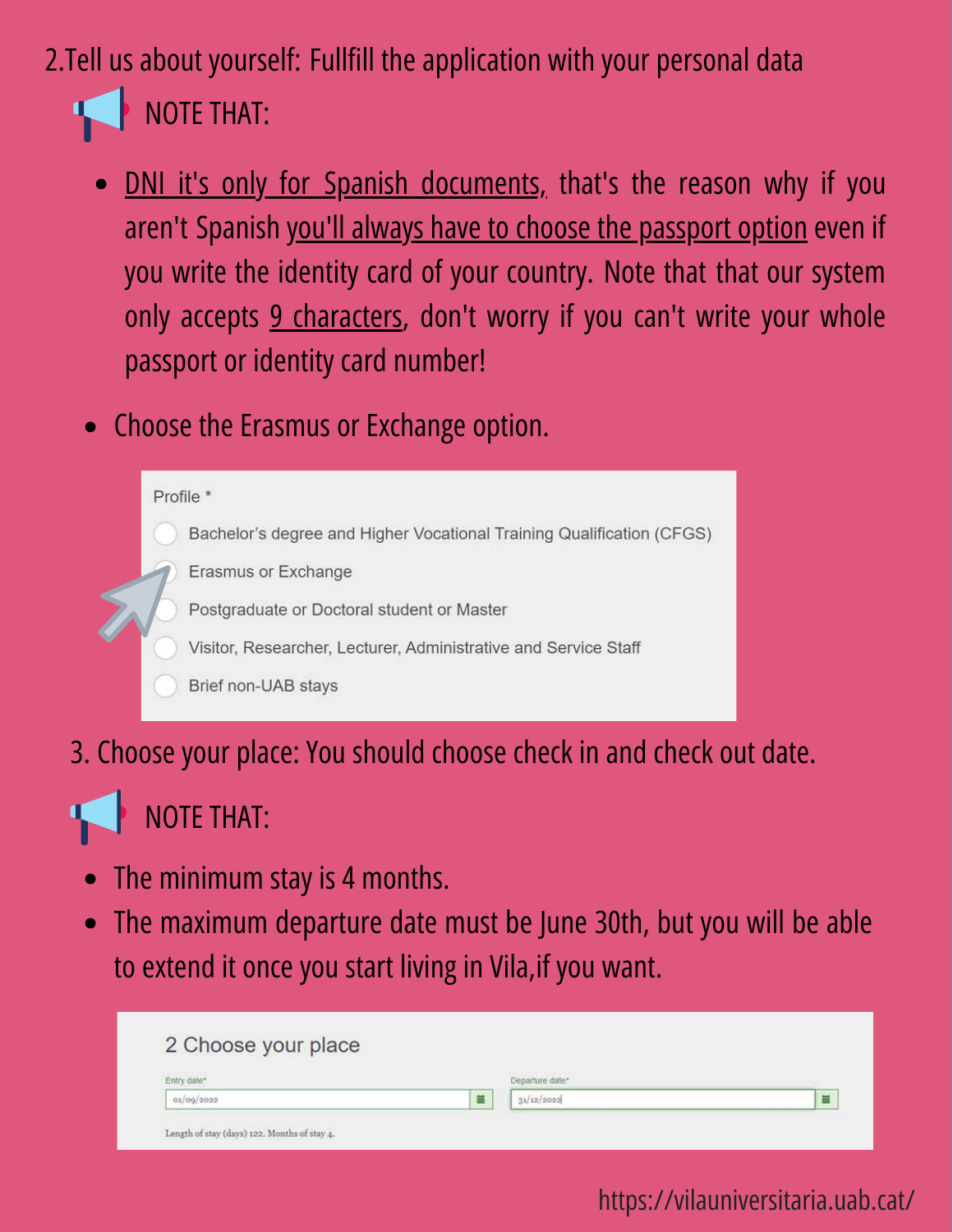2.Tell us about yourself: Fullfill the application with your personal data

NOTE THAT:

- DNI it's only for Spanish documents, that's the reason why if you aren't Spanish you'll always have to choose the passport option even if you write the identity card of your country. Note that that our system only accepts 9 characters, don't worry if you can't write your whole passport or identity card number!
- Choose the Erasmus or Exchange option.

Profile *

- Bachelor's degree and Higher Vocational Training Qualification (CFGS)
- Erasmus or Exchange
- Postgraduate or Doctoral student or Master
- Visitor, Researcher, Lecturer, Administrative and Service Staff
- Brief non-UAB stays

3. Choose your place: You should choose check in and check out date.

NOTE THAT:

- The minimum stay is 4 months.
- The maximum departure date must be June 30th, but you will be able to extend it once you start living in Vila,if you want.

2 Choose your place

Entry date* 01/09/2022

Departure date* 31/12/2022

Length of stay (days) 122. Months of stay 4.

https://vilauniversitaria.uab.cat/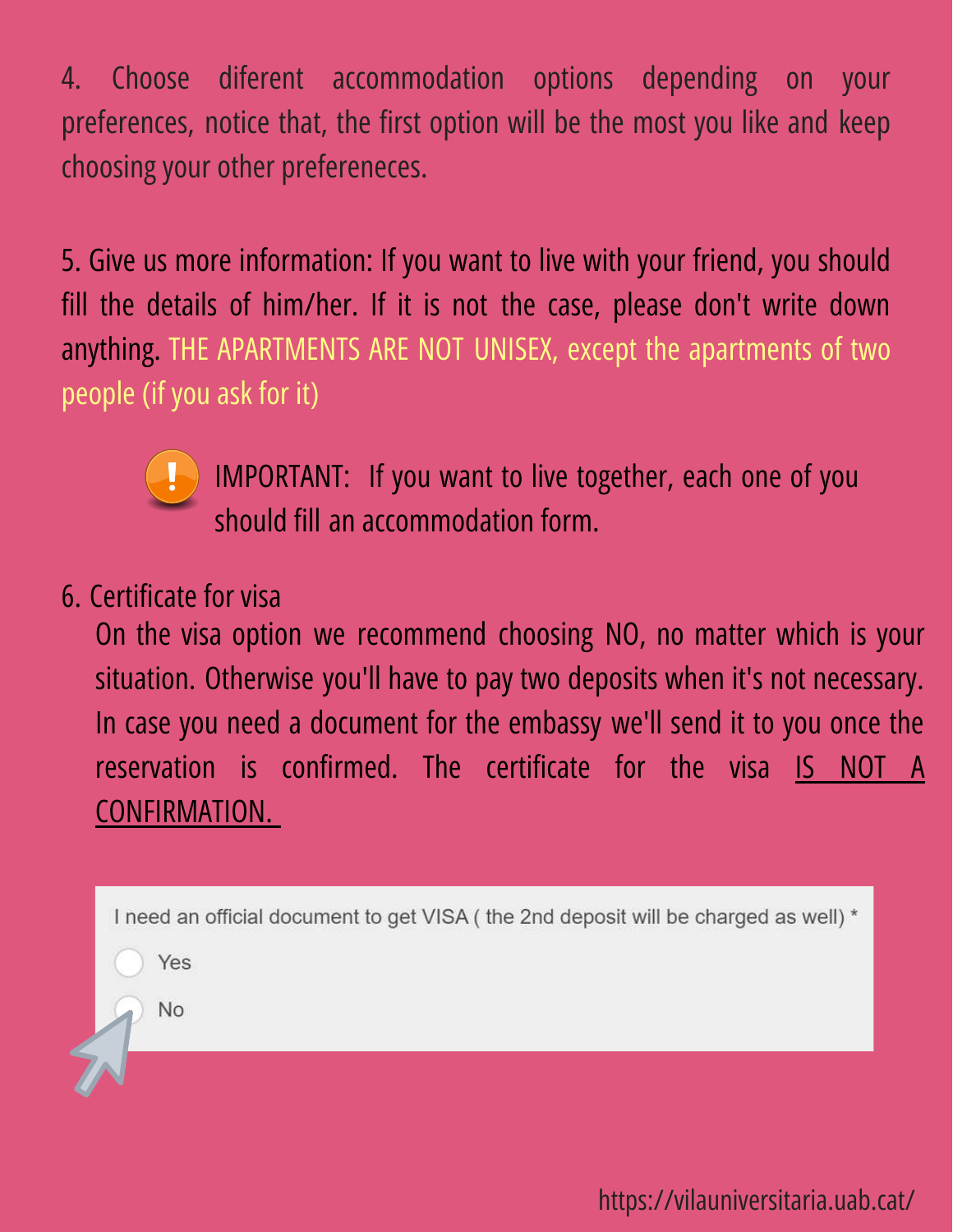4. Choose diferent accommodation options depending on your preferences, notice that, the first option will be the most you like and keep choosing your other prefereneces.

5. Give us more information: If you want to live with your friend, you should fill the details of him/her. If it is not the case, please don't write down anything. THE APARTMENTS ARE NOT UNISEX, except the apartments of two people (if you ask for it)

> IMPORTANT: If you want to live together, each one of you should fill an accommodation form.

6. Certificate for visa

   On the visa option we recommend choosing NO, no matter which is your situation. Otherwise you'll have to pay two deposits when it's not necessary. In case you need a document for the embassy we'll send it to you once the reservation is confirmed. The certificate for the visa IS NOT A CONFIRMATION.

I need an official document to get VISA ( the 2nd deposit will be charged as well) *

- Yes
- No

https://vilauniversitaria.uab.cat/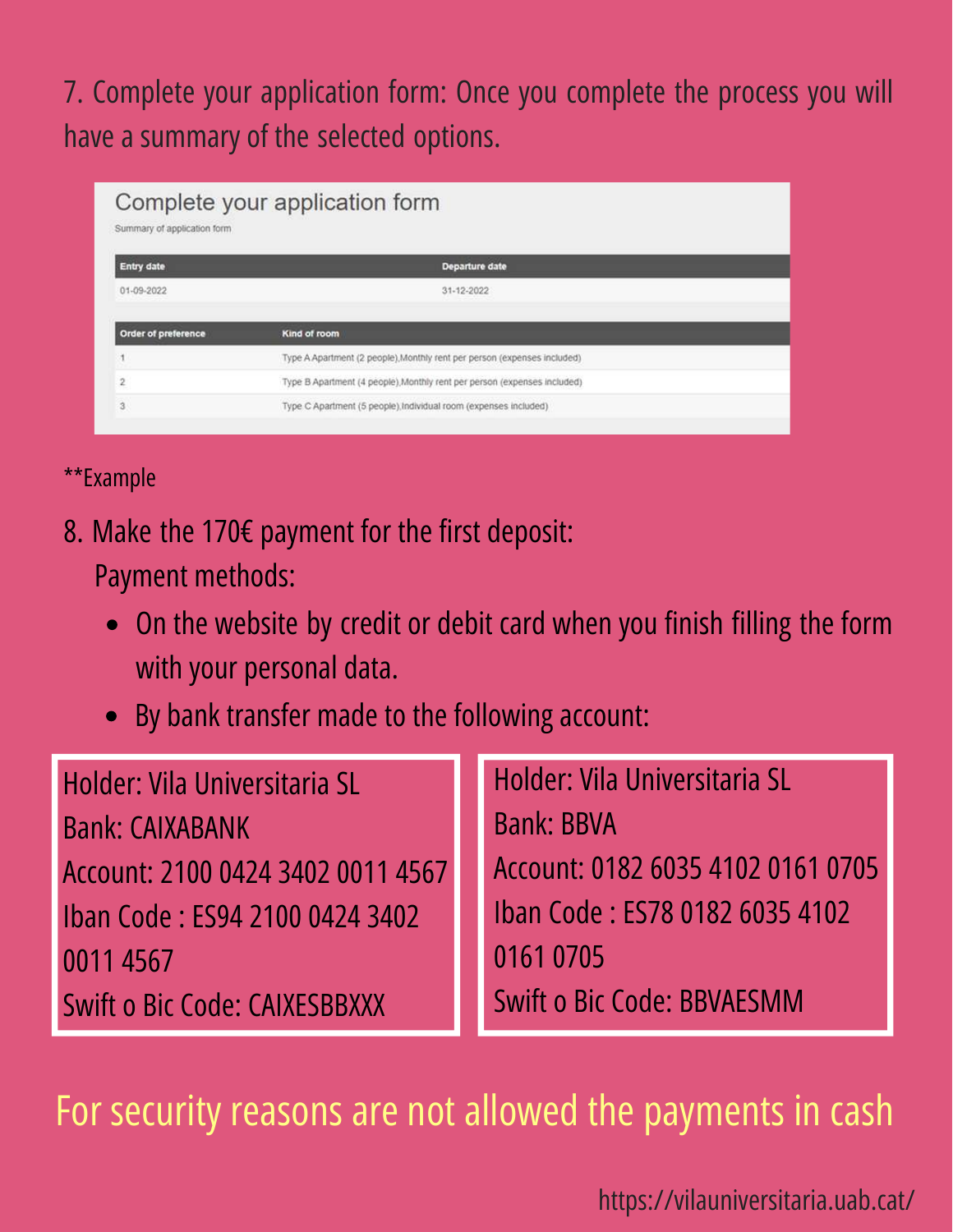7. Complete your application form: Once you complete the process you will have a summary of the selected options.

## Complete your application form

Summary of application form

| Entry date | Departure date |
| --- | --- |
| 01-09-2022 | 31-12-2022 |

| Order of preference | Kind of room |
| --- | --- |
| 1 | Type A Apartment (2 people),Monthly rent per person (expenses included) |
| 2 | Type B Apartment (4 people),Monthly rent per person (expenses included) |
| 3 | Type C Apartment (5 people),Individual room (expenses included) |

**Example

8. Make the 170€ payment for the first deposit:

   Payment methods:

   - On the website by credit or debit card when you finish filling the form with your personal data.
   - By bank transfer made to the following account:

Holder: Vila Universitaria SL
Bank: CAIXABANK
Account: 2100 0424 3402 0011 4567
Iban Code : ES94 2100 0424 3402 0011 4567
Swift o Bic Code: CAIXESBBXXX

Holder: Vila Universitaria SL
Bank: BBVA
Account: 0182 6035 4102 0161 0705
Iban Code : ES78 0182 6035 4102 0161 0705
Swift o Bic Code: BBVAESMM

For security reasons are not allowed the payments in cash

https://vilauniversitaria.uab.cat/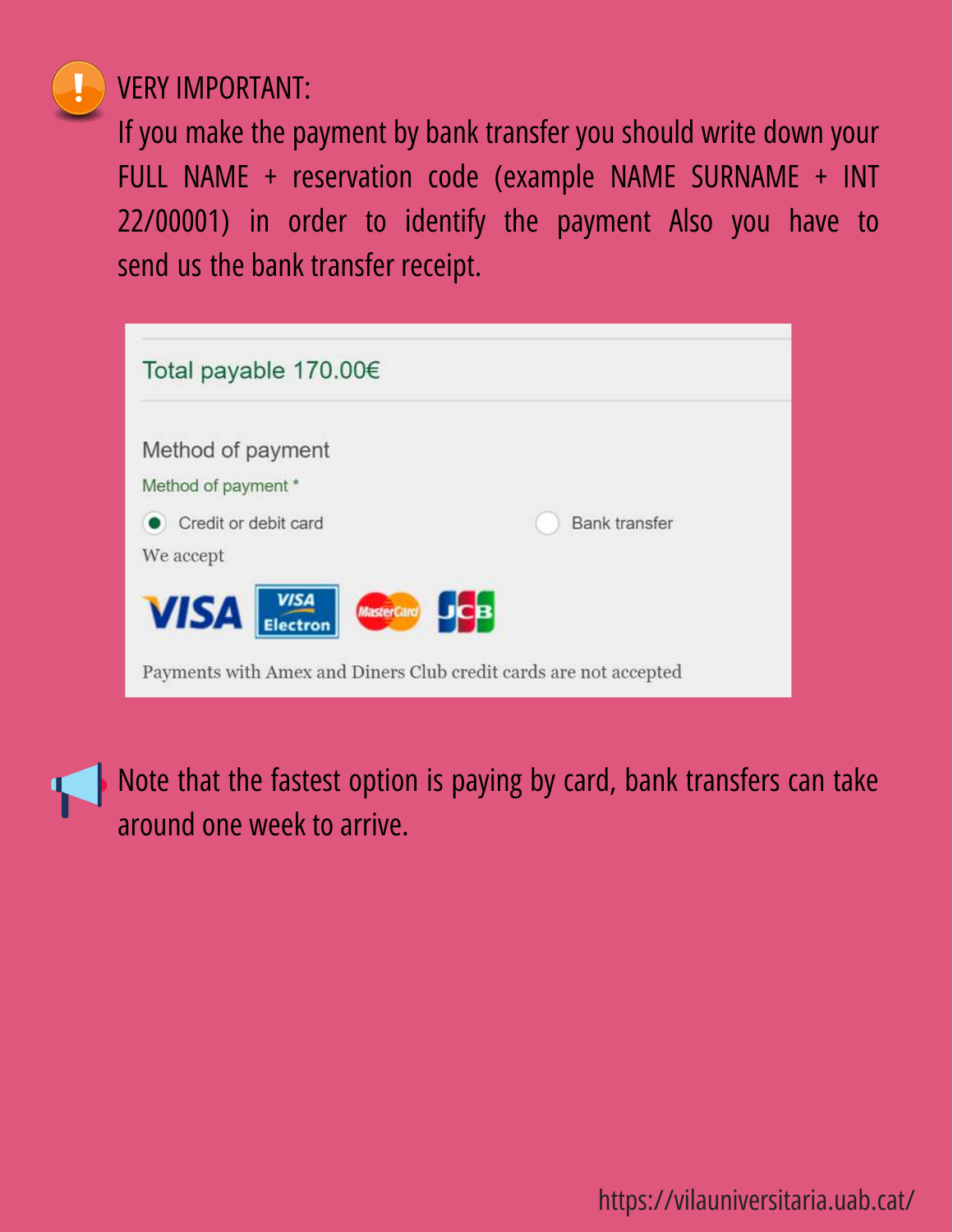VERY IMPORTANT:

If you make the payment by bank transfer you should write down your FULL NAME + reservation code (example NAME SURNAME + INT 22/00001) in order to identify the payment Also you have to send us the bank transfer receipt.

Total payable 170.00€

Method of payment

Method of payment *

- (●) Credit or debit card
- ( ) Bank transfer

We accept

VISA, VISA Electron, MasterCard, JCB

Payments with Amex and Diners Club credit cards are not accepted

Note that the fastest option is paying by card, bank transfers can take around one week to arrive.

https://vilauniversitaria.uab.cat/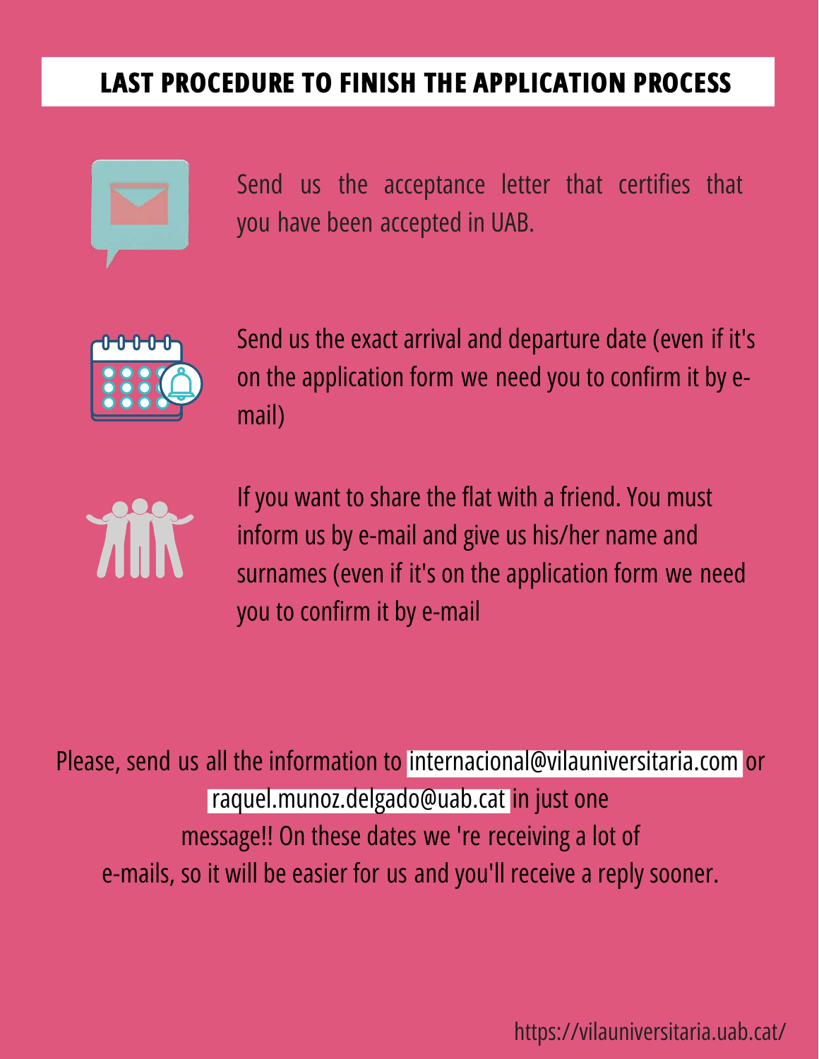# LAST PROCEDURE TO FINISH THE APPLICATION PROCESS

- Send us the acceptance letter that certifies that you have been accepted in UAB.

- Send us the exact arrival and departure date (even if it's on the application form we need you to confirm it by e-mail)

- If you want to share the flat with a friend. You must inform us by e-mail and give us his/her name and surnames (even if it's on the application form we need you to confirm it by e-mail

Please, send us all the information to internacional@vilauniversitaria.com or raquel.munoz.delgado@uab.cat in just one message!! On these dates we 're receiving a lot of e-mails, so it will be easier for us and you'll receive a reply sooner.

https://vilauniversitaria.uab.cat/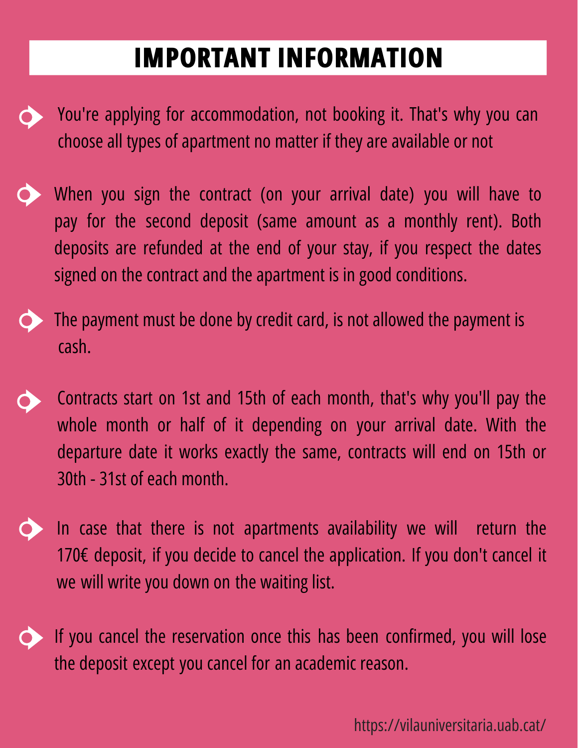# IMPORTANT INFORMATION

- You're applying for accommodation, not booking it. That's why you can choose all types of apartment no matter if they are available or not
- When you sign the contract (on your arrival date) you will have to pay for the second deposit (same amount as a monthly rent). Both deposits are refunded at the end of your stay, if you respect the dates signed on the contract and the apartment is in good conditions.
- The payment must be done by credit card, is not allowed the payment is cash.
- Contracts start on 1st and 15th of each month, that's why you'll pay the whole month or half of it depending on your arrival date. With the departure date it works exactly the same, contracts will end on 15th or 30th - 31st of each month.
- In case that there is not apartments availability we will return the 170€ deposit, if you decide to cancel the application. If you don't cancel it we will write you down on the waiting list.
- If you cancel the reservation once this has been confirmed, you will lose the deposit except you cancel for an academic reason.

https://vilauniversitaria.uab.cat/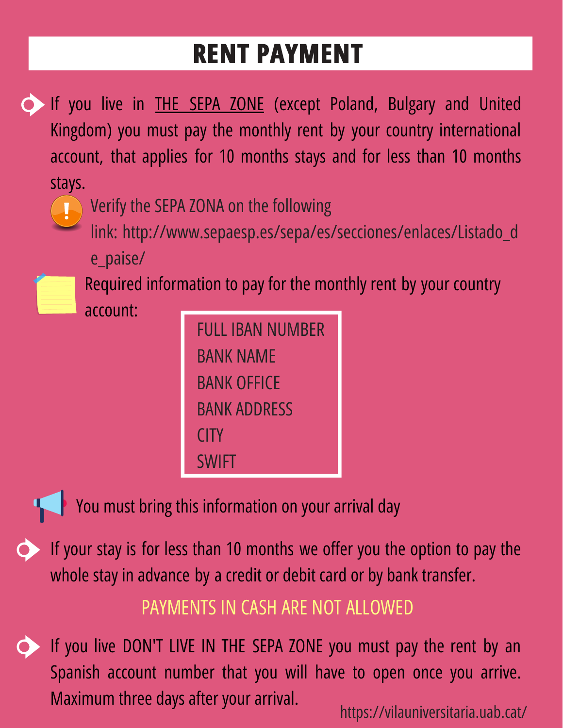# RENT PAYMENT

- If you live in THE SEPA ZONE (except Poland, Bulgary and United Kingdom) you must pay the monthly rent by your country international account, that applies for 10 months stays and for less than 10 months stays.

  Verify the SEPA ZONA on the following link: http://www.sepaesp.es/sepa/es/secciones/enlaces/Listado_de_paise/

  Required information to pay for the monthly rent by your country account:

  FULL IBAN NUMBER
  BANK NAME
  BANK OFFICE
  BANK ADDRESS
  CITY
  SWIFT

  You must bring this information on your arrival day

- If your stay is for less than 10 months we offer you the option to pay the whole stay in advance by a credit or debit card or by bank transfer.

PAYMENTS IN CASH ARE NOT ALLOWED

- If you live DON'T LIVE IN THE SEPA ZONE you must pay the rent by an Spanish account number that you will have to open once you arrive. Maximum three days after your arrival.

https://vilauniversitaria.uab.cat/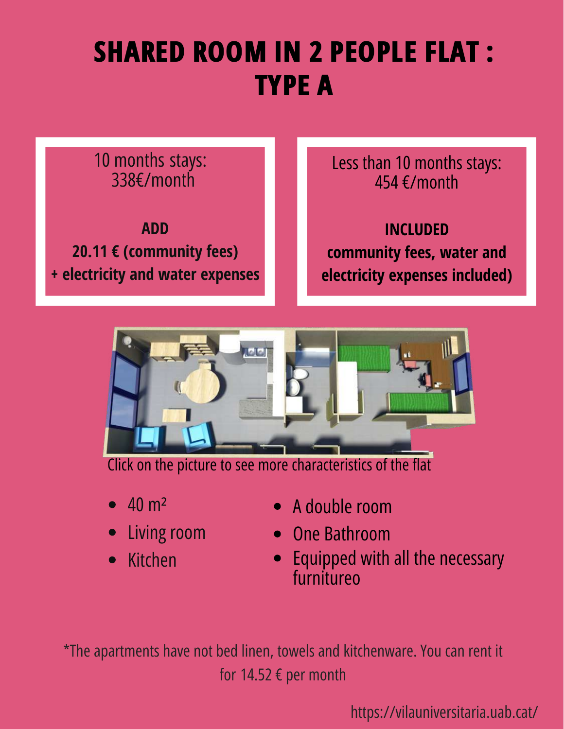# SHARED ROOM IN 2 PEOPLE FLAT : TYPE A

10 months stays:
338€/month

**ADD**

**20.11 € (community fees)**
**+ electricity and water expenses**

Less than 10 months stays:
454 €/month

**INCLUDED**

**community fees, water and electricity expenses included)**

Click on the picture to see more characteristics of the flat

- 40 m²
- Living room
- Kitchen
- A double room
- One Bathroom
- Equipped with all the necessary furnitureo

*The apartments have not bed linen, towels and kitchenware. You can rent it for 14.52 € per month

https://vilauniversitaria.uab.cat/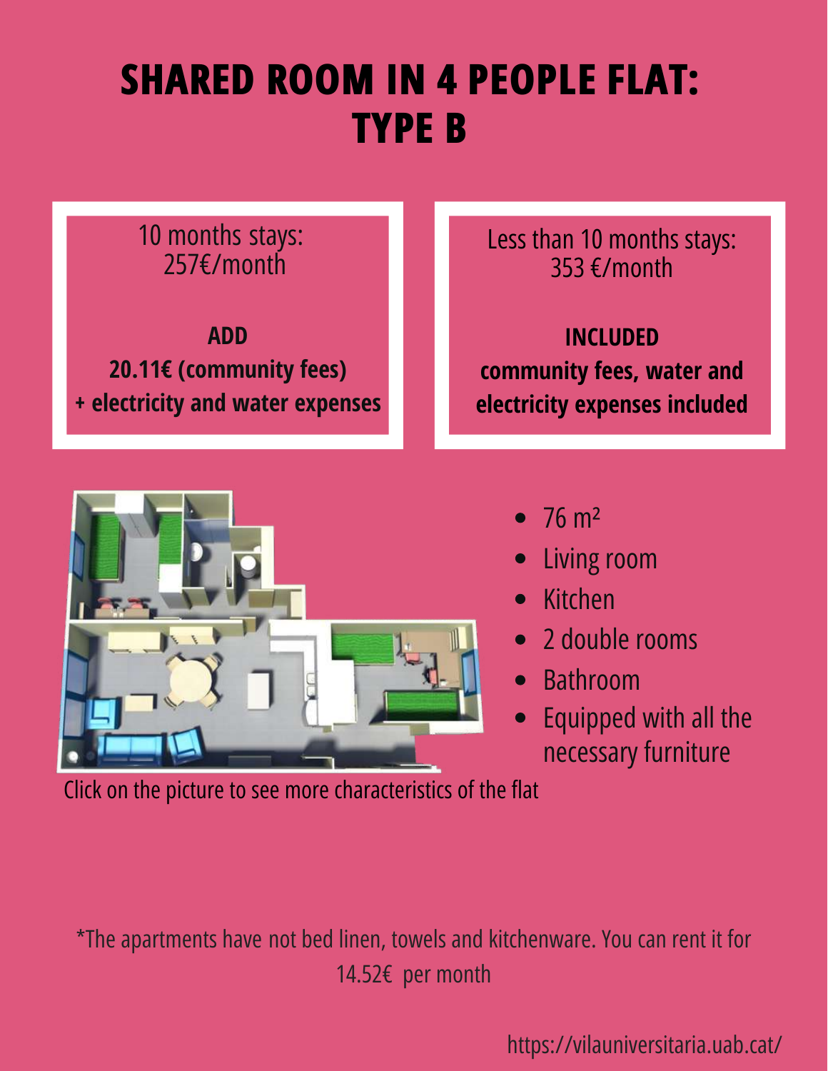# SHARED ROOM IN 4 PEOPLE FLAT: TYPE B

10 months stays:
257€/month

**ADD**

**20.11€ (community fees)**
**+ electricity and water expenses**

Less than 10 months stays:
353 €/month

**INCLUDED**

**community fees, water and electricity expenses included**

- 76 m²
- Living room
- Kitchen
- 2 double rooms
- Bathroom
- Equipped with all the necessary furniture

Click on the picture to see more characteristics of the flat

*The apartments have not bed linen, towels and kitchenware. You can rent it for 14.52€ per month

https://vilauniversitaria.uab.cat/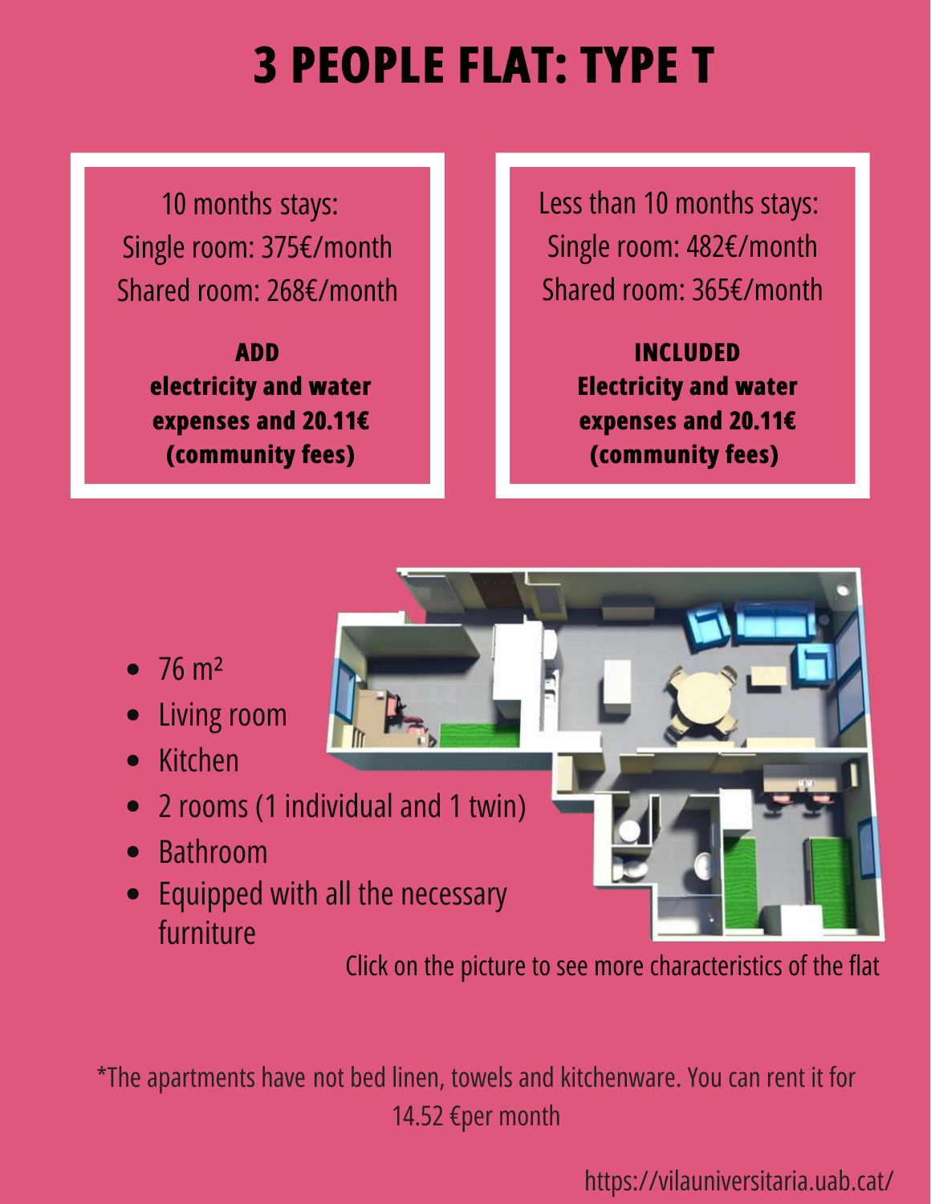# 3 PEOPLE FLAT: TYPE T

10 months stays:
Single room: 375€/month
Shared room: 268€/month

**ADD electricity and water expenses and 20.11€ (community fees)**

Less than 10 months stays:
Single room: 482€/month
Shared room: 365€/month

**INCLUDED Electricity and water expenses and 20.11€ (community fees)**

- 76 m²
- Living room
- Kitchen
- 2 rooms (1 individual and 1 twin)
- Bathroom
- Equipped with all the necessary furniture

Click on the picture to see more characteristics of the flat

*The apartments have not bed linen, towels and kitchenware. You can rent it for 14.52 €per month

https://vilauniversitaria.uab.cat/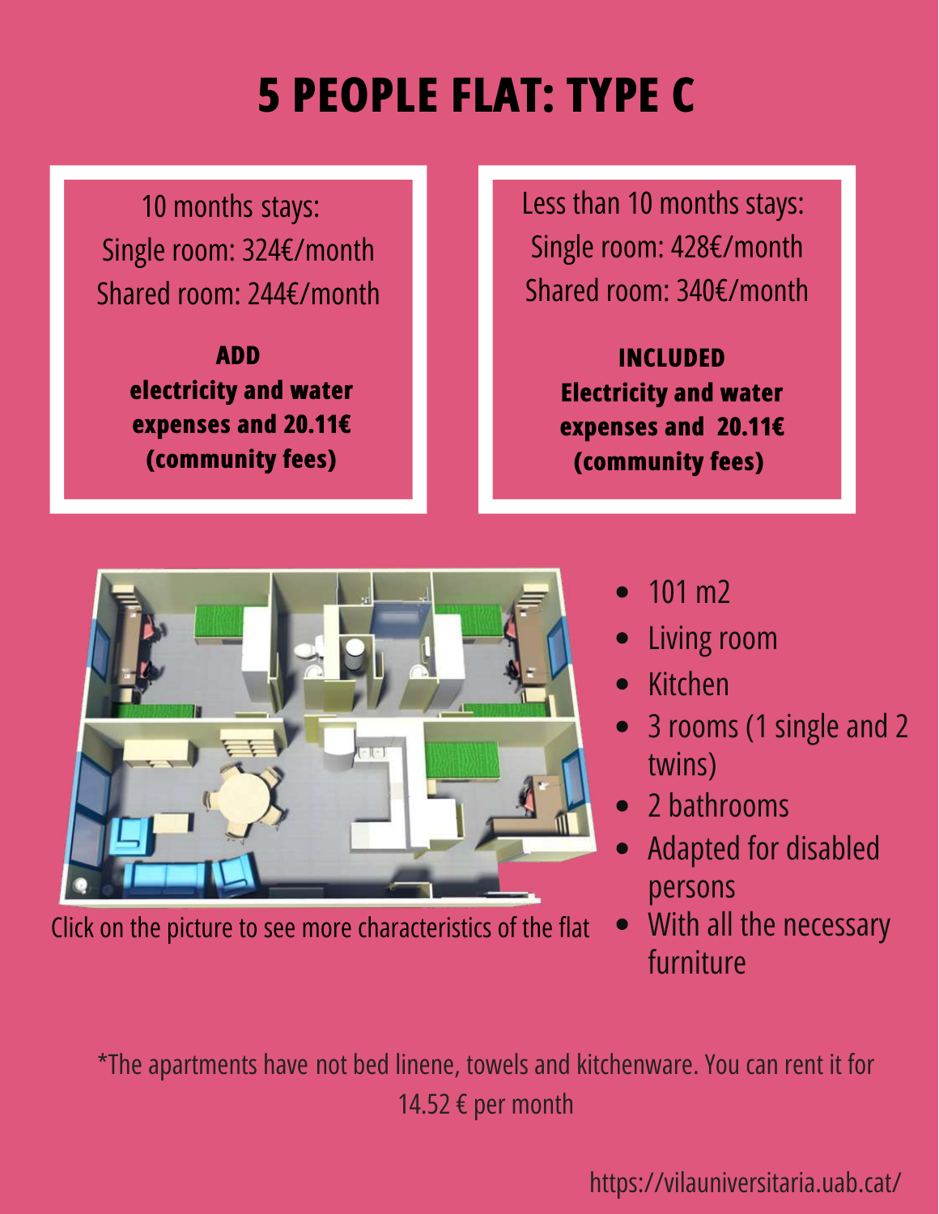# 5 PEOPLE FLAT: TYPE C

10 months stays:
Single room: 324€/month
Shared room: 244€/month

**ADD electricity and water expenses and 20.11€ (community fees)**

Less than 10 months stays:
Single room: 428€/month
Shared room: 340€/month

**INCLUDED Electricity and water expenses and 20.11€ (community fees)**

Click on the picture to see more characteristics of the flat

- 101 m2
- Living room
- Kitchen
- 3 rooms (1 single and 2 twins)
- 2 bathrooms
- Adapted for disabled persons
- With all the necessary furniture

*The apartments have not bed linene, towels and kitchenware. You can rent it for 14.52 € per month

https://vilauniversitaria.uab.cat/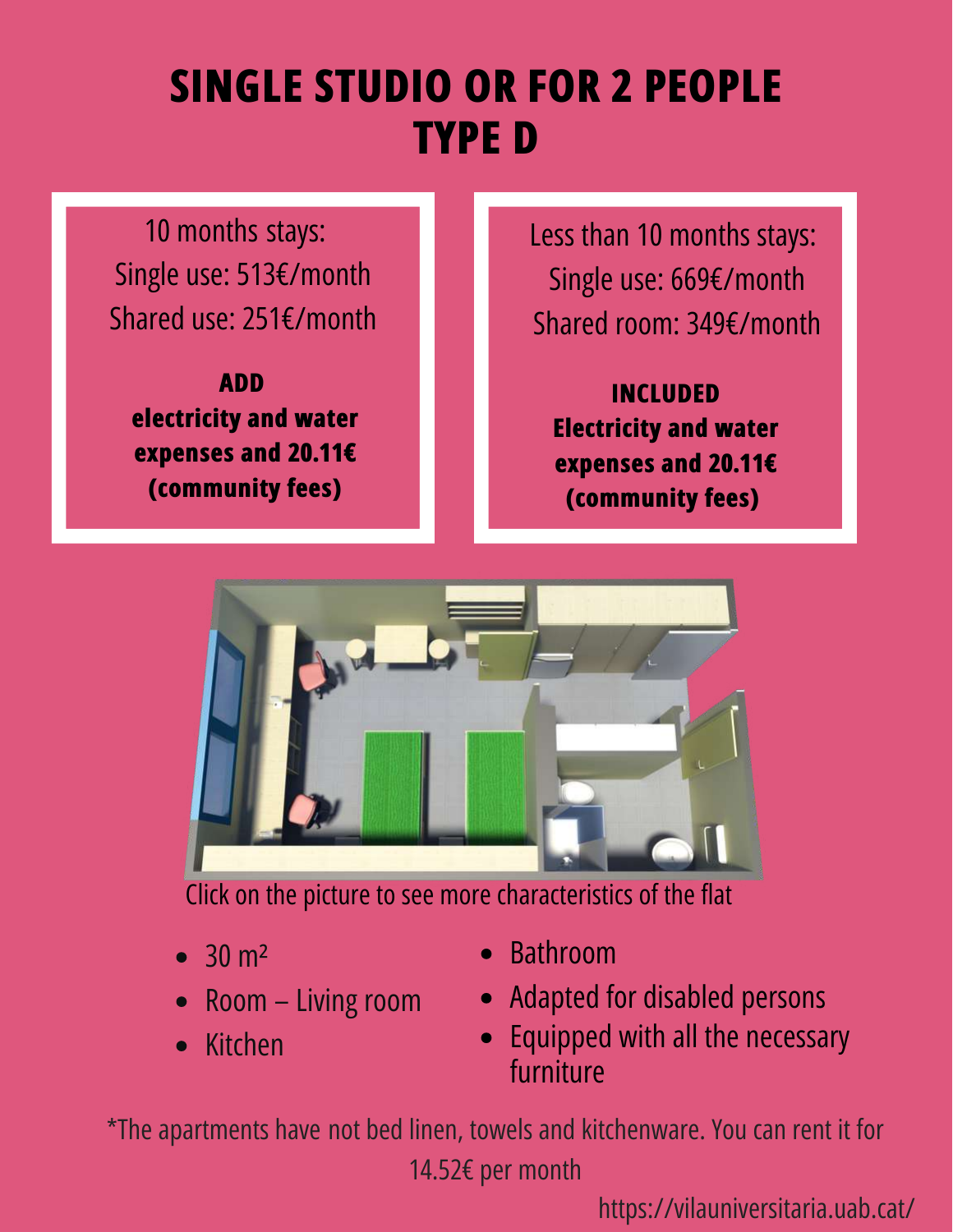# SINGLE STUDIO OR FOR 2 PEOPLE TYPE D

10 months stays:
Single use: 513€/month
Shared use: 251€/month

**ADD electricity and water expenses and 20.11€ (community fees)**

Less than 10 months stays:
Single use: 669€/month
Shared room: 349€/month

**INCLUDED Electricity and water expenses and 20.11€ (community fees)**

Click on the picture to see more characteristics of the flat

- 30 m²
- Room – Living room
- Kitchen
- Bathroom
- Adapted for disabled persons
- Equipped with all the necessary furniture

*The apartments have not bed linen, towels and kitchenware. You can rent it for 14.52€ per month

https://vilauniversitaria.uab.cat/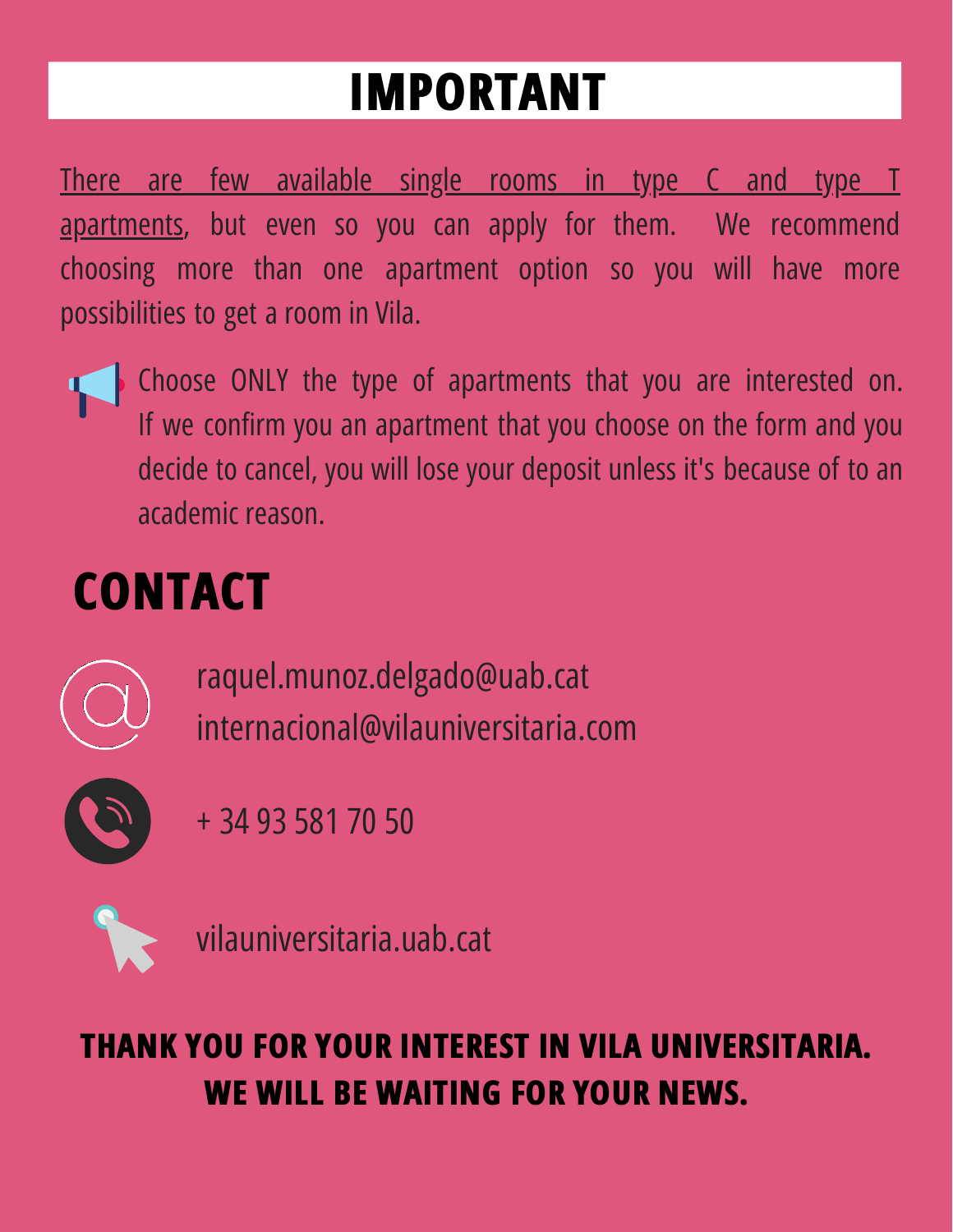# IMPORTANT

There are few available single rooms in type C and type T apartments, but even so you can apply for them. We recommend choosing more than one apartment option so you will have more possibilities to get a room in Vila.

Choose ONLY the type of apartments that you are interested on. If we confirm you an apartment that you choose on the form and you decide to cancel, you will lose your deposit unless it's because of to an academic reason.

# CONTACT

raquel.munoz.delgado@uab.cat
internacional@vilauniversitaria.com

+ 34 93 581 70 50

vilauniversitaria.uab.cat

**THANK YOU FOR YOUR INTEREST IN VILA UNIVERSITARIA.**
**WE WILL BE WAITING FOR YOUR NEWS.**